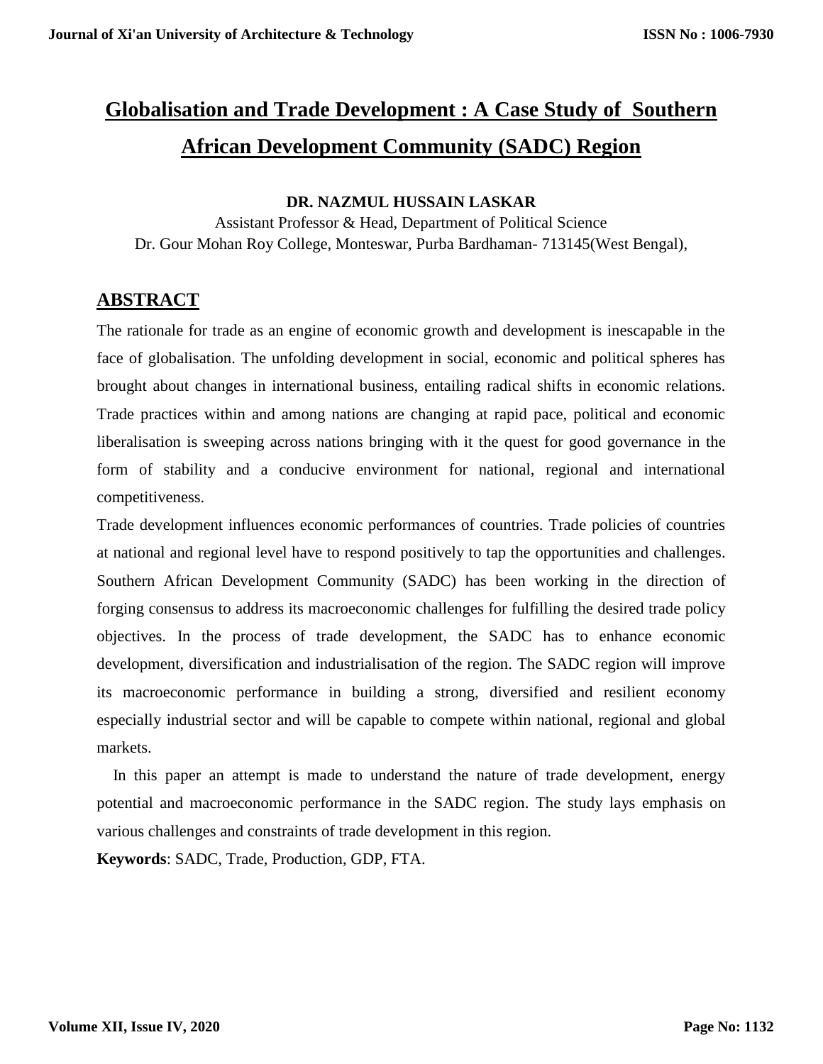# Globalisation and Trade Development : A Case Study of Southern African Development Community (SADC) Region

**DR. NAZMUL HUSSAIN LASKAR**

Assistant Professor & Head, Department of Political Science
Dr. Gour Mohan Roy College, Monteswar, Purba Bardhaman- 713145(West Bengal),

## ABSTRACT

The rationale for trade as an engine of economic growth and development is inescapable in the face of globalisation. The unfolding development in social, economic and political spheres has brought about changes in international business, entailing radical shifts in economic relations. Trade practices within and among nations are changing at rapid pace, political and economic liberalisation is sweeping across nations bringing with it the quest for good governance in the form of stability and a conducive environment for national, regional and international competitiveness.

Trade development influences economic performances of countries. Trade policies of countries at national and regional level have to respond positively to tap the opportunities and challenges. Southern African Development Community (SADC) has been working in the direction of forging consensus to address its macroeconomic challenges for fulfilling the desired trade policy objectives. In the process of trade development, the SADC has to enhance economic development, diversification and industrialisation of the region. The SADC region will improve its macroeconomic performance in building a strong, diversified and resilient economy especially industrial sector and will be capable to compete within national, regional and global markets.

In this paper an attempt is made to understand the nature of trade development, energy potential and macroeconomic performance in the SADC region. The study lays emphasis on various challenges and constraints of trade development in this region.

**Keywords**: SADC, Trade, Production, GDP, FTA.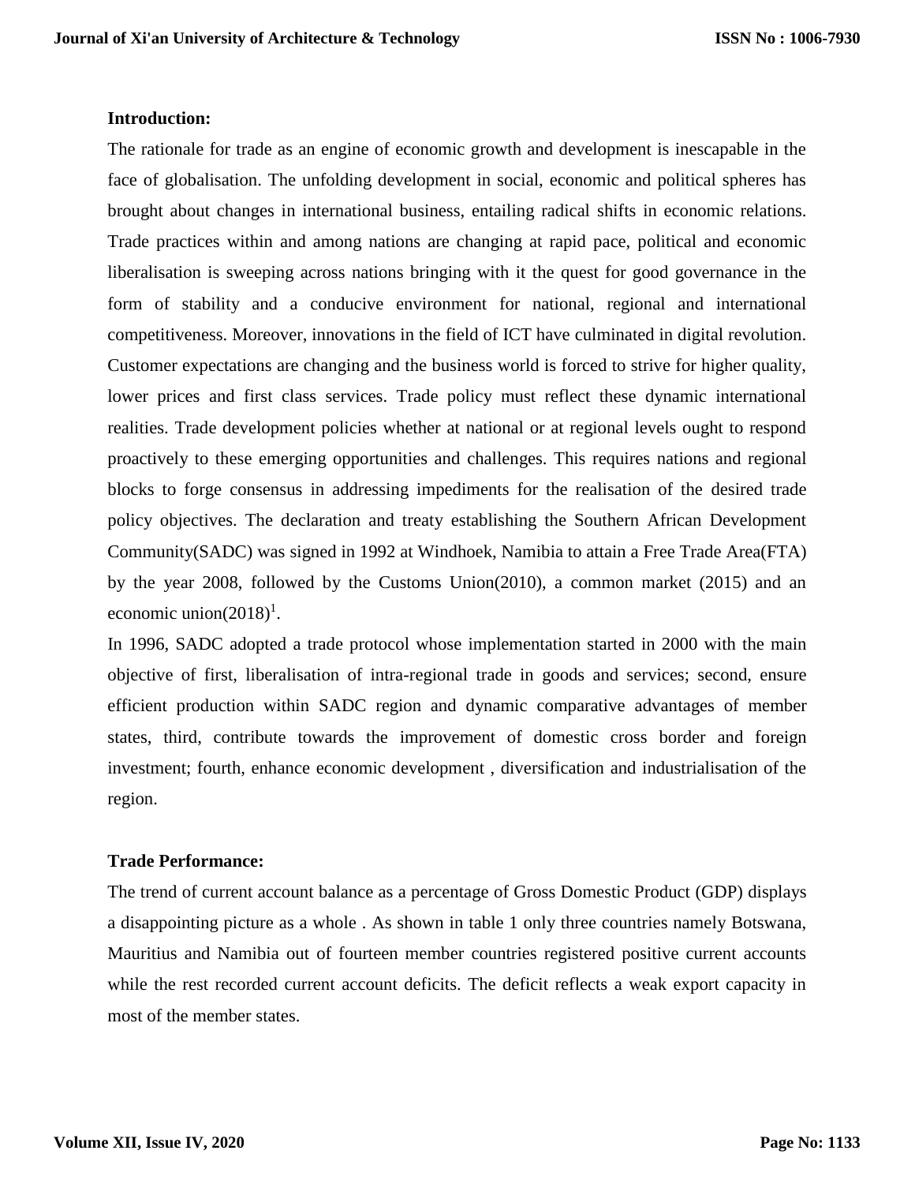**Introduction:**

The rationale for trade as an engine of economic growth and development is inescapable in the face of globalisation. The unfolding development in social, economic and political spheres has brought about changes in international business, entailing radical shifts in economic relations. Trade practices within and among nations are changing at rapid pace, political and economic liberalisation is sweeping across nations bringing with it the quest for good governance in the form of stability and a conducive environment for national, regional and international competitiveness. Moreover, innovations in the field of ICT have culminated in digital revolution. Customer expectations are changing and the business world is forced to strive for higher quality, lower prices and first class services. Trade policy must reflect these dynamic international realities. Trade development policies whether at national or at regional levels ought to respond proactively to these emerging opportunities and challenges. This requires nations and regional blocks to forge consensus in addressing impediments for the realisation of the desired trade policy objectives. The declaration and treaty establishing the Southern African Development Community(SADC) was signed in 1992 at Windhoek, Namibia to attain a Free Trade Area(FTA) by the year 2008, followed by the Customs Union(2010), a common market (2015) and an economic union(2018)[1].

In 1996, SADC adopted a trade protocol whose implementation started in 2000 with the main objective of first, liberalisation of intra-regional trade in goods and services; second, ensure efficient production within SADC region and dynamic comparative advantages of member states, third, contribute towards the improvement of domestic cross border and foreign investment; fourth, enhance economic development , diversification and industrialisation of the region.

**Trade Performance:**

The trend of current account balance as a percentage of Gross Domestic Product (GDP) displays a disappointing picture as a whole . As shown in table 1 only three countries namely Botswana, Mauritius and Namibia out of fourteen member countries registered positive current accounts while the rest recorded current account deficits. The deficit reflects a weak export capacity in most of the member states.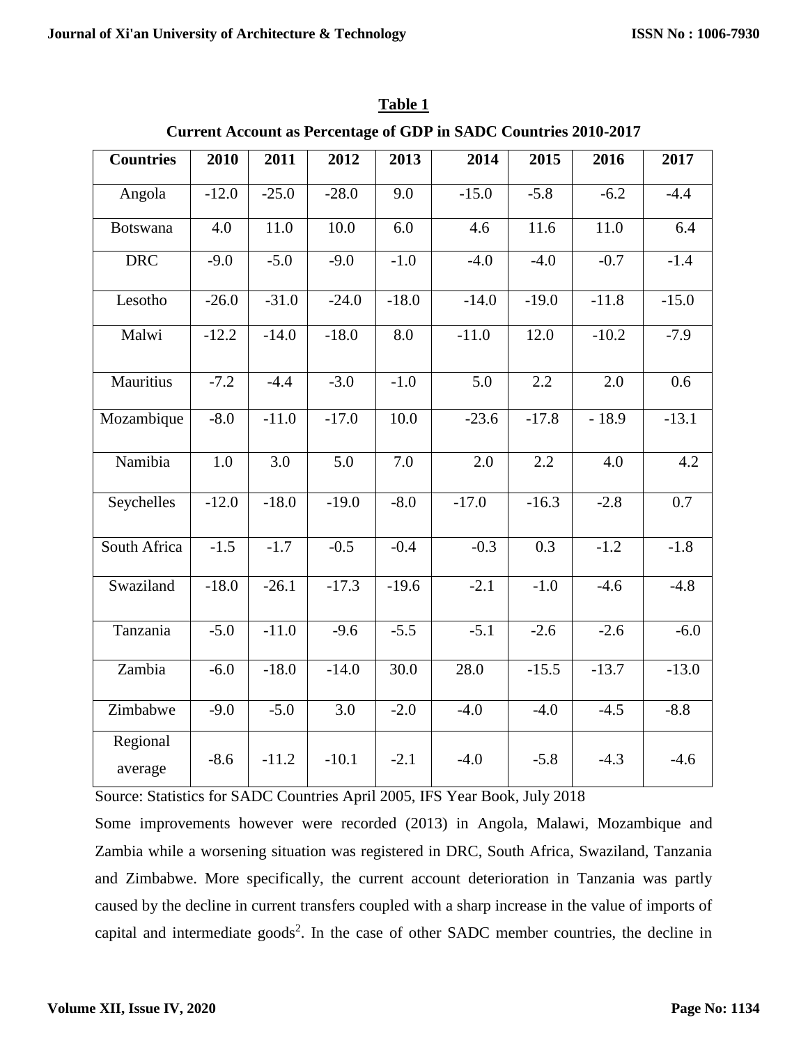**Table 1**

**Current Account as Percentage of GDP in SADC Countries 2010-2017**

| Countries | 2010 | 2011 | 2012 | 2013 | 2014 | 2015 | 2016 | 2017 |
|---|---|---|---|---|---|---|---|---|
| Angola | -12.0 | -25.0 | -28.0 | 9.0 | -15.0 | -5.8 | -6.2 | -4.4 |
| Botswana | 4.0 | 11.0 | 10.0 | 6.0 | 4.6 | 11.6 | 11.0 | 6.4 |
| DRC | -9.0 | -5.0 | -9.0 | -1.0 | -4.0 | -4.0 | -0.7 | -1.4 |
| Lesotho | -26.0 | -31.0 | -24.0 | -18.0 | -14.0 | -19.0 | -11.8 | -15.0 |
| Malwi | -12.2 | -14.0 | -18.0 | 8.0 | -11.0 | 12.0 | -10.2 | -7.9 |
| Mauritius | -7.2 | -4.4 | -3.0 | -1.0 | 5.0 | 2.2 | 2.0 | 0.6 |
| Mozambique | -8.0 | -11.0 | -17.0 | 10.0 | -23.6 | -17.8 | - 18.9 | -13.1 |
| Namibia | 1.0 | 3.0 | 5.0 | 7.0 | 2.0 | 2.2 | 4.0 | 4.2 |
| Seychelles | -12.0 | -18.0 | -19.0 | -8.0 | -17.0 | -16.3 | -2.8 | 0.7 |
| South Africa | -1.5 | -1.7 | -0.5 | -0.4 | -0.3 | 0.3 | -1.2 | -1.8 |
| Swaziland | -18.0 | -26.1 | -17.3 | -19.6 | -2.1 | -1.0 | -4.6 | -4.8 |
| Tanzania | -5.0 | -11.0 | -9.6 | -5.5 | -5.1 | -2.6 | -2.6 | -6.0 |
| Zambia | -6.0 | -18.0 | -14.0 | 30.0 | 28.0 | -15.5 | -13.7 | -13.0 |
| Zimbabwe | -9.0 | -5.0 | 3.0 | -2.0 | -4.0 | -4.0 | -4.5 | -8.8 |
| Regional average | -8.6 | -11.2 | -10.1 | -2.1 | -4.0 | -5.8 | -4.3 | -4.6 |

Source: Statistics for SADC Countries April 2005, IFS Year Book, July 2018

Some improvements however were recorded (2013) in Angola, Malawi, Mozambique and Zambia while a worsening situation was registered in DRC, South Africa, Swaziland, Tanzania and Zimbabwe. More specifically, the current account deterioration in Tanzania was partly caused by the decline in current transfers coupled with a sharp increase in the value of imports of capital and intermediate goods[2]. In the case of other SADC member countries, the decline in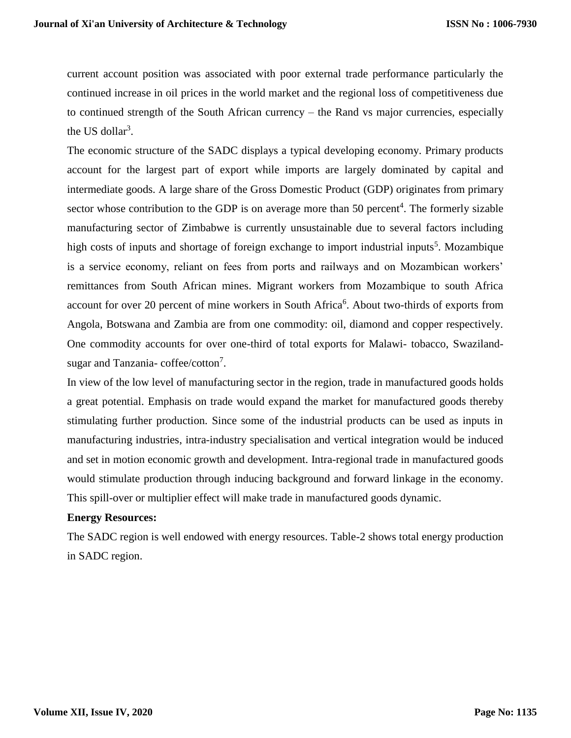current account position was associated with poor external trade performance particularly the continued increase in oil prices in the world market and the regional loss of competitiveness due to continued strength of the South African currency – the Rand vs major currencies, especially the US dollar[3].

The economic structure of the SADC displays a typical developing economy. Primary products account for the largest part of export while imports are largely dominated by capital and intermediate goods. A large share of the Gross Domestic Product (GDP) originates from primary sector whose contribution to the GDP is on average more than 50 percent[4]. The formerly sizable manufacturing sector of Zimbabwe is currently unsustainable due to several factors including high costs of inputs and shortage of foreign exchange to import industrial inputs[5]. Mozambique is a service economy, reliant on fees from ports and railways and on Mozambican workers' remittances from South African mines. Migrant workers from Mozambique to south Africa account for over 20 percent of mine workers in South Africa[6]. About two-thirds of exports from Angola, Botswana and Zambia are from one commodity: oil, diamond and copper respectively. One commodity accounts for over one-third of total exports for Malawi- tobacco, Swaziland- sugar and Tanzania- coffee/cotton[7].

In view of the low level of manufacturing sector in the region, trade in manufactured goods holds a great potential. Emphasis on trade would expand the market for manufactured goods thereby stimulating further production. Since some of the industrial products can be used as inputs in manufacturing industries, intra-industry specialisation and vertical integration would be induced and set in motion economic growth and development. Intra-regional trade in manufactured goods would stimulate production through inducing background and forward linkage in the economy. This spill-over or multiplier effect will make trade in manufactured goods dynamic.

**Energy Resources:**

The SADC region is well endowed with energy resources. Table-2 shows total energy production in SADC region.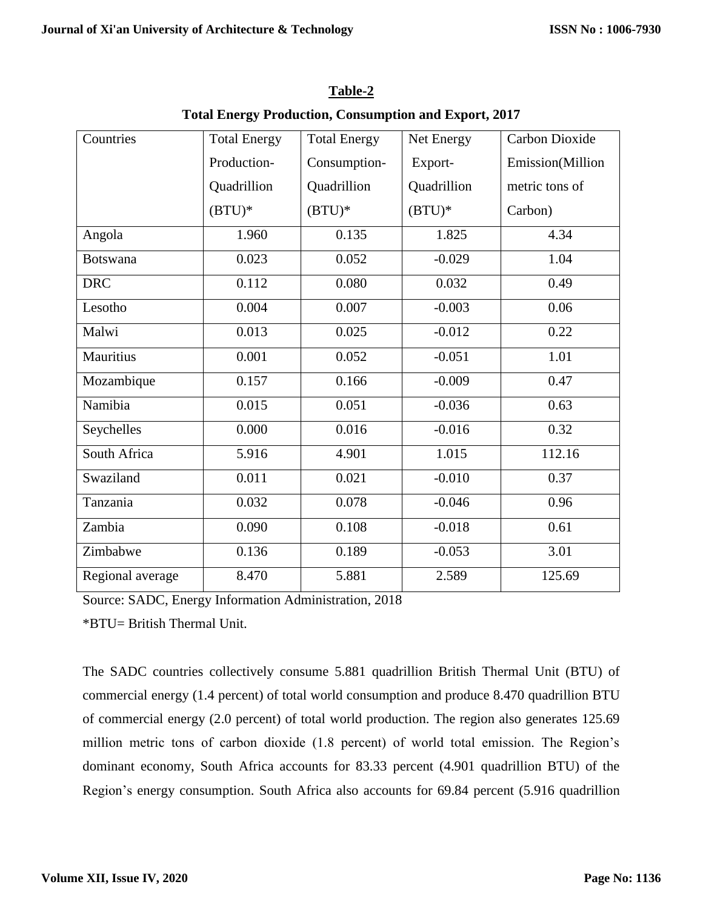**Table-2**

**Total Energy Production, Consumption and Export, 2017**

| Countries | Total Energy Production-Quadrillion (BTU)* | Total Energy Consumption-Quadrillion (BTU)* | Net Energy Export-Quadrillion (BTU)* | Carbon Dioxide Emission(Million metric tons of Carbon) |
|---|---|---|---|---|
| Angola | 1.960 | 0.135 | 1.825 | 4.34 |
| Botswana | 0.023 | 0.052 | -0.029 | 1.04 |
| DRC | 0.112 | 0.080 | 0.032 | 0.49 |
| Lesotho | 0.004 | 0.007 | -0.003 | 0.06 |
| Malwi | 0.013 | 0.025 | -0.012 | 0.22 |
| Mauritius | 0.001 | 0.052 | -0.051 | 1.01 |
| Mozambique | 0.157 | 0.166 | -0.009 | 0.47 |
| Namibia | 0.015 | 0.051 | -0.036 | 0.63 |
| Seychelles | 0.000 | 0.016 | -0.016 | 0.32 |
| South Africa | 5.916 | 4.901 | 1.015 | 112.16 |
| Swaziland | 0.011 | 0.021 | -0.010 | 0.37 |
| Tanzania | 0.032 | 0.078 | -0.046 | 0.96 |
| Zambia | 0.090 | 0.108 | -0.018 | 0.61 |
| Zimbabwe | 0.136 | 0.189 | -0.053 | 3.01 |
| Regional average | 8.470 | 5.881 | 2.589 | 125.69 |

Source: SADC, Energy Information Administration, 2018

*BTU= British Thermal Unit.

The SADC countries collectively consume 5.881 quadrillion British Thermal Unit (BTU) of commercial energy (1.4 percent) of total world consumption and produce 8.470 quadrillion BTU of commercial energy (2.0 percent) of total world production. The region also generates 125.69 million metric tons of carbon dioxide (1.8 percent) of world total emission. The Region's dominant economy, South Africa accounts for 83.33 percent (4.901 quadrillion BTU) of the Region's energy consumption. South Africa also accounts for 69.84 percent (5.916 quadrillion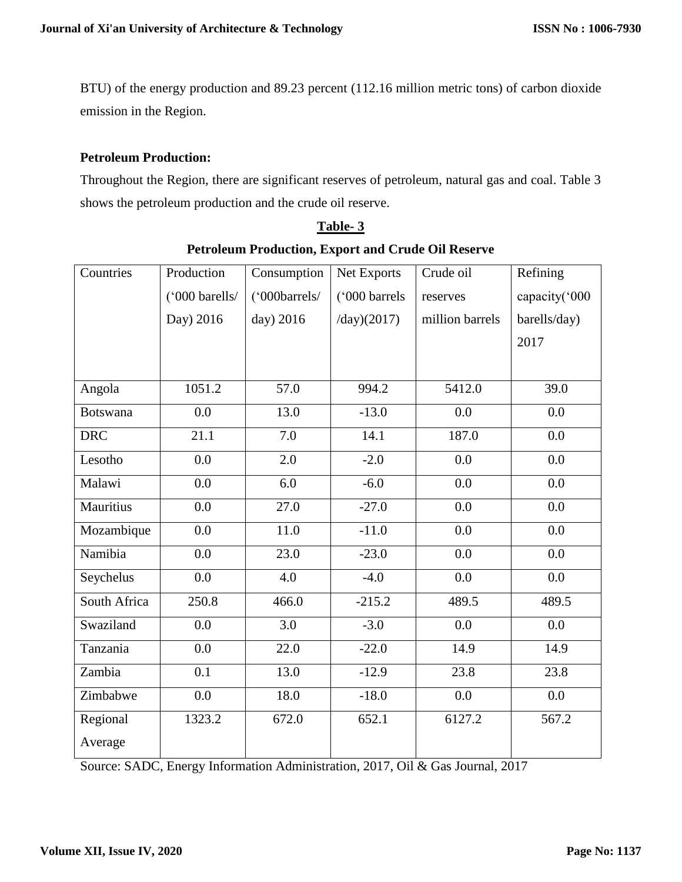BTU) of the energy production and 89.23 percent (112.16 million metric tons) of carbon dioxide emission in the Region.

**Petroleum Production:**

Throughout the Region, there are significant reserves of petroleum, natural gas and coal. Table 3 shows the petroleum production and the crude oil reserve.

**Table- 3**

**Petroleum Production, Export and Crude Oil Reserve**

| Countries | Production ('000 barells/ Day) 2016 | Consumption ('000barrels/ day) 2016 | Net Exports ('000 barrels /day)(2017) | Crude oil reserves million barrels | Refining capacity('000 barells/day) 2017 |
|---|---|---|---|---|---|
| Angola | 1051.2 | 57.0 | 994.2 | 5412.0 | 39.0 |
| Botswana | 0.0 | 13.0 | -13.0 | 0.0 | 0.0 |
| DRC | 21.1 | 7.0 | 14.1 | 187.0 | 0.0 |
| Lesotho | 0.0 | 2.0 | -2.0 | 0.0 | 0.0 |
| Malawi | 0.0 | 6.0 | -6.0 | 0.0 | 0.0 |
| Mauritius | 0.0 | 27.0 | -27.0 | 0.0 | 0.0 |
| Mozambique | 0.0 | 11.0 | -11.0 | 0.0 | 0.0 |
| Namibia | 0.0 | 23.0 | -23.0 | 0.0 | 0.0 |
| Seychelus | 0.0 | 4.0 | -4.0 | 0.0 | 0.0 |
| South Africa | 250.8 | 466.0 | -215.2 | 489.5 | 489.5 |
| Swaziland | 0.0 | 3.0 | -3.0 | 0.0 | 0.0 |
| Tanzania | 0.0 | 22.0 | -22.0 | 14.9 | 14.9 |
| Zambia | 0.1 | 13.0 | -12.9 | 23.8 | 23.8 |
| Zimbabwe | 0.0 | 18.0 | -18.0 | 0.0 | 0.0 |
| Regional Average | 1323.2 | 672.0 | 652.1 | 6127.2 | 567.2 |

Source: SADC, Energy Information Administration, 2017, Oil & Gas Journal, 2017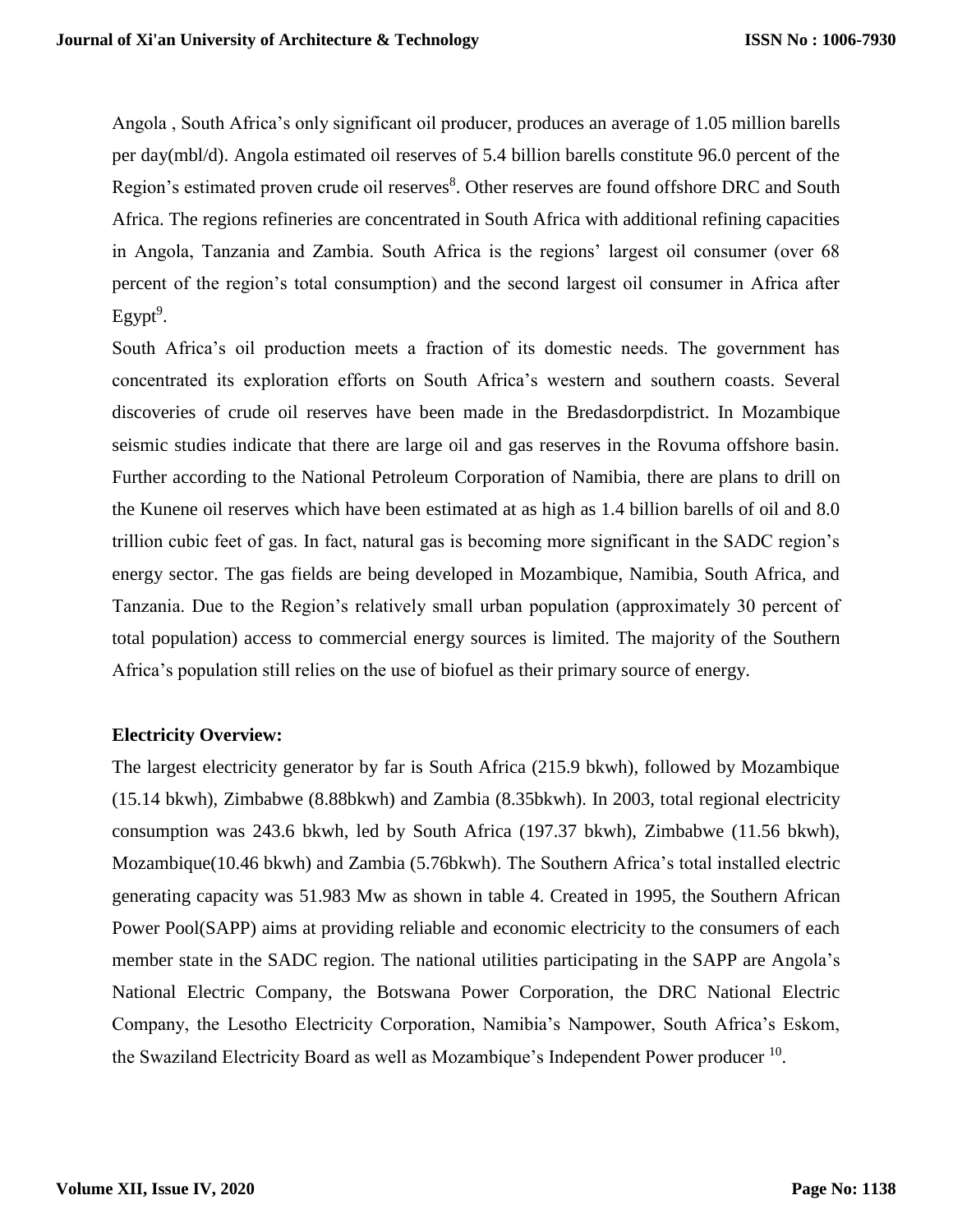Angola , South Africa's only significant oil producer, produces an average of 1.05 million barells per day(mbl/d). Angola estimated oil reserves of 5.4 billion barells constitute 96.0 percent of the Region's estimated proven crude oil reserves[8]. Other reserves are found offshore DRC and South Africa. The regions refineries are concentrated in South Africa with additional refining capacities in Angola, Tanzania and Zambia. South Africa is the regions' largest oil consumer (over 68 percent of the region's total consumption) and the second largest oil consumer in Africa after Egypt[9].

South Africa's oil production meets a fraction of its domestic needs. The government has concentrated its exploration efforts on South Africa's western and southern coasts. Several discoveries of crude oil reserves have been made in the Bredasdorpdistrict. In Mozambique seismic studies indicate that there are large oil and gas reserves in the Rovuma offshore basin. Further according to the National Petroleum Corporation of Namibia, there are plans to drill on the Kunene oil reserves which have been estimated at as high as 1.4 billion barells of oil and 8.0 trillion cubic feet of gas. In fact, natural gas is becoming more significant in the SADC region's energy sector. The gas fields are being developed in Mozambique, Namibia, South Africa, and Tanzania. Due to the Region's relatively small urban population (approximately 30 percent of total population) access to commercial energy sources is limited. The majority of the Southern Africa's population still relies on the use of biofuel as their primary source of energy.

**Electricity Overview:**

The largest electricity generator by far is South Africa (215.9 bkwh), followed by Mozambique (15.14 bkwh), Zimbabwe (8.88bkwh) and Zambia (8.35bkwh). In 2003, total regional electricity consumption was 243.6 bkwh, led by South Africa (197.37 bkwh), Zimbabwe (11.56 bkwh), Mozambique(10.46 bkwh) and Zambia (5.76bkwh). The Southern Africa's total installed electric generating capacity was 51.983 Mw as shown in table 4. Created in 1995, the Southern African Power Pool(SAPP) aims at providing reliable and economic electricity to the consumers of each member state in the SADC region. The national utilities participating in the SAPP are Angola's National Electric Company, the Botswana Power Corporation, the DRC National Electric Company, the Lesotho Electricity Corporation, Namibia's Nampower, South Africa's Eskom, the Swaziland Electricity Board as well as Mozambique's Independent Power producer [10].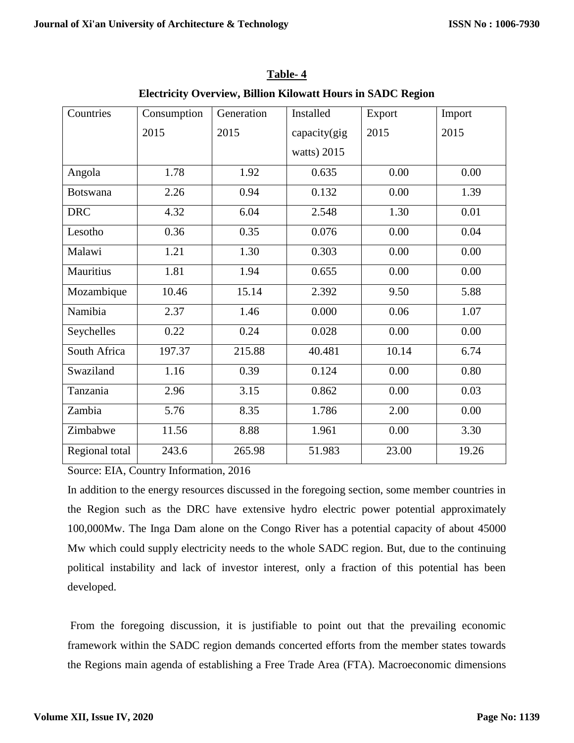**Table- 4**

**Electricity Overview, Billion Kilowatt Hours in SADC Region**

| Countries | Consumption 2015 | Generation 2015 | Installed capacity(gig watts) 2015 | Export 2015 | Import 2015 |
|---|---|---|---|---|---|
| Angola | 1.78 | 1.92 | 0.635 | 0.00 | 0.00 |
| Botswana | 2.26 | 0.94 | 0.132 | 0.00 | 1.39 |
| DRC | 4.32 | 6.04 | 2.548 | 1.30 | 0.01 |
| Lesotho | 0.36 | 0.35 | 0.076 | 0.00 | 0.04 |
| Malawi | 1.21 | 1.30 | 0.303 | 0.00 | 0.00 |
| Mauritius | 1.81 | 1.94 | 0.655 | 0.00 | 0.00 |
| Mozambique | 10.46 | 15.14 | 2.392 | 9.50 | 5.88 |
| Namibia | 2.37 | 1.46 | 0.000 | 0.06 | 1.07 |
| Seychelles | 0.22 | 0.24 | 0.028 | 0.00 | 0.00 |
| South Africa | 197.37 | 215.88 | 40.481 | 10.14 | 6.74 |
| Swaziland | 1.16 | 0.39 | 0.124 | 0.00 | 0.80 |
| Tanzania | 2.96 | 3.15 | 0.862 | 0.00 | 0.03 |
| Zambia | 5.76 | 8.35 | 1.786 | 2.00 | 0.00 |
| Zimbabwe | 11.56 | 8.88 | 1.961 | 0.00 | 3.30 |
| Regional total | 243.6 | 265.98 | 51.983 | 23.00 | 19.26 |

Source: EIA, Country Information, 2016

In addition to the energy resources discussed in the foregoing section, some member countries in the Region such as the DRC have extensive hydro electric power potential approximately 100,000Mw. The Inga Dam alone on the Congo River has a potential capacity of about 45000 Mw which could supply electricity needs to the whole SADC region. But, due to the continuing political instability and lack of investor interest, only a fraction of this potential has been developed.

From the foregoing discussion, it is justifiable to point out that the prevailing economic framework within the SADC region demands concerted efforts from the member states towards the Regions main agenda of establishing a Free Trade Area (FTA). Macroeconomic dimensions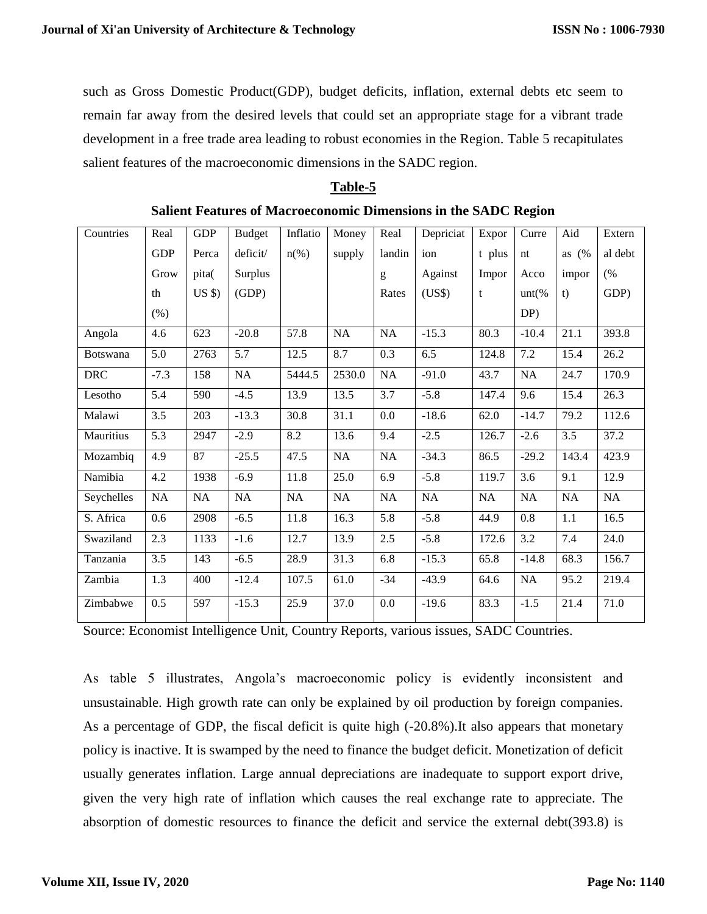such as Gross Domestic Product(GDP), budget deficits, inflation, external debts etc seem to remain far away from the desired levels that could set an appropriate stage for a vibrant trade development in a free trade area leading to robust economies in the Region. Table 5 recapitulates salient features of the macroeconomic dimensions in the SADC region.

**Table-5**

**Salient Features of Macroeconomic Dimensions in the SADC Region**

| Countries | Real GDP Growth (%) | GDP Percapita( US $) | Budget deficit/ Surplus (GDP) | Inflation(%) | Money supply | Real landing Rates | Depriciation Against (US$) | Export plus Import | Current Account(%DP) | Aid as (% import) | External debt (% GDP) |
|---|---|---|---|---|---|---|---|---|---|---|---|
| Angola | 4.6 | 623 | -20.8 | 57.8 | NA | NA | -15.3 | 80.3 | -10.4 | 21.1 | 393.8 |
| Botswana | 5.0 | 2763 | 5.7 | 12.5 | 8.7 | 0.3 | 6.5 | 124.8 | 7.2 | 15.4 | 26.2 |
| DRC | -7.3 | 158 | NA | 5444.5 | 2530.0 | NA | -91.0 | 43.7 | NA | 24.7 | 170.9 |
| Lesotho | 5.4 | 590 | -4.5 | 13.9 | 13.5 | 3.7 | -5.8 | 147.4 | 9.6 | 15.4 | 26.3 |
| Malawi | 3.5 | 203 | -13.3 | 30.8 | 31.1 | 0.0 | -18.6 | 62.0 | -14.7 | 79.2 | 112.6 |
| Mauritius | 5.3 | 2947 | -2.9 | 8.2 | 13.6 | 9.4 | -2.5 | 126.7 | -2.6 | 3.5 | 37.2 |
| Mozambiq | 4.9 | 87 | -25.5 | 47.5 | NA | NA | -34.3 | 86.5 | -29.2 | 143.4 | 423.9 |
| Namibia | 4.2 | 1938 | -6.9 | 11.8 | 25.0 | 6.9 | -5.8 | 119.7 | 3.6 | 9.1 | 12.9 |
| Seychelles | NA | NA | NA | NA | NA | NA | NA | NA | NA | NA | NA |
| S. Africa | 0.6 | 2908 | -6.5 | 11.8 | 16.3 | 5.8 | -5.8 | 44.9 | 0.8 | 1.1 | 16.5 |
| Swaziland | 2.3 | 1133 | -1.6 | 12.7 | 13.9 | 2.5 | -5.8 | 172.6 | 3.2 | 7.4 | 24.0 |
| Tanzania | 3.5 | 143 | -6.5 | 28.9 | 31.3 | 6.8 | -15.3 | 65.8 | -14.8 | 68.3 | 156.7 |
| Zambia | 1.3 | 400 | -12.4 | 107.5 | 61.0 | -34 | -43.9 | 64.6 | NA | 95.2 | 219.4 |
| Zimbabwe | 0.5 | 597 | -15.3 | 25.9 | 37.0 | 0.0 | -19.6 | 83.3 | -1.5 | 21.4 | 71.0 |

Source: Economist Intelligence Unit, Country Reports, various issues, SADC Countries.

As table 5 illustrates, Angola's macroeconomic policy is evidently inconsistent and unsustainable. High growth rate can only be explained by oil production by foreign companies. As a percentage of GDP, the fiscal deficit is quite high (-20.8%).It also appears that monetary policy is inactive. It is swamped by the need to finance the budget deficit. Monetization of deficit usually generates inflation. Large annual depreciations are inadequate to support export drive, given the very high rate of inflation which causes the real exchange rate to appreciate. The absorption of domestic resources to finance the deficit and service the external debt(393.8) is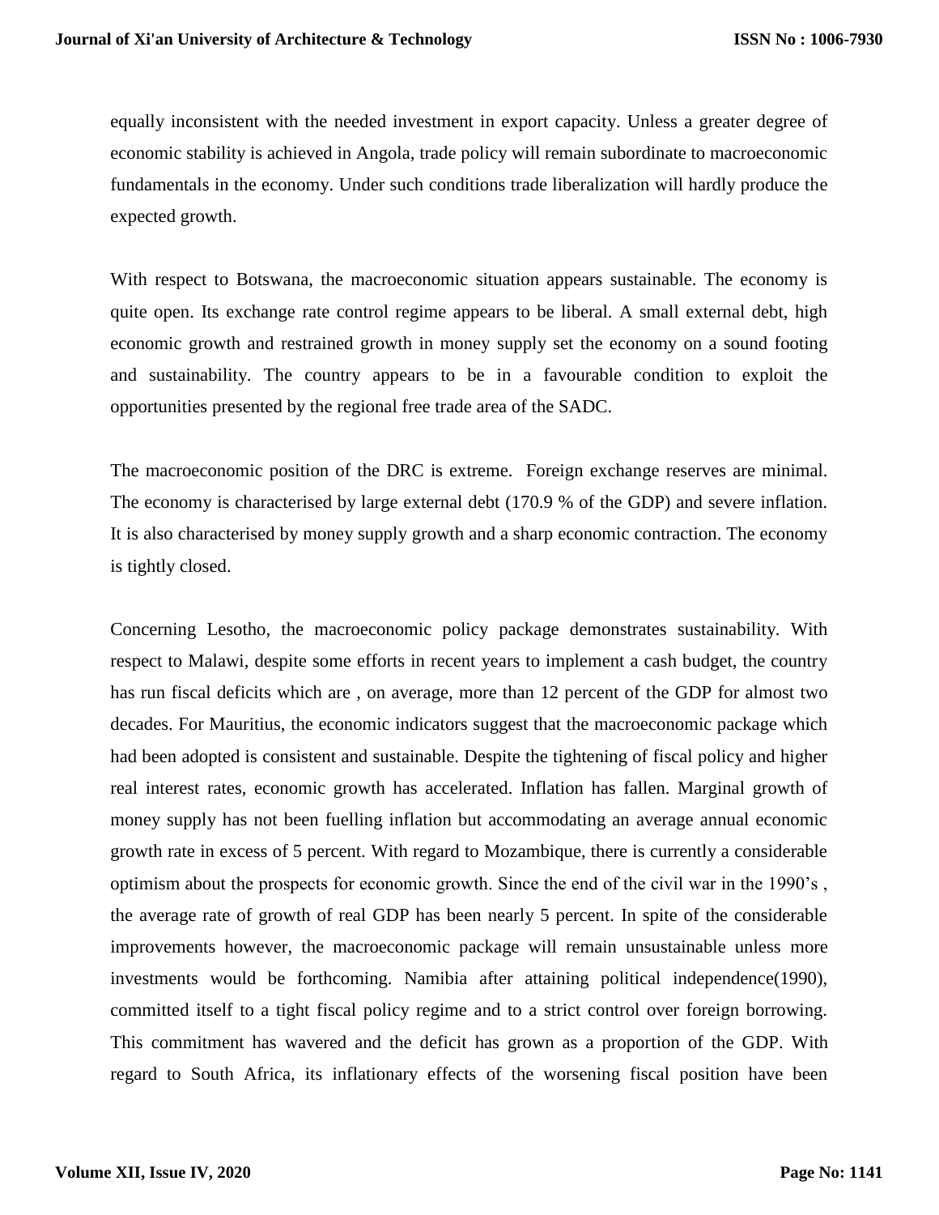equally inconsistent with the needed investment in export capacity. Unless a greater degree of economic stability is achieved in Angola, trade policy will remain subordinate to macroeconomic fundamentals in the economy. Under such conditions trade liberalization will hardly produce the expected growth.

With respect to Botswana, the macroeconomic situation appears sustainable. The economy is quite open. Its exchange rate control regime appears to be liberal. A small external debt, high economic growth and restrained growth in money supply set the economy on a sound footing and sustainability. The country appears to be in a favourable condition to exploit the opportunities presented by the regional free trade area of the SADC.

The macroeconomic position of the DRC is extreme. Foreign exchange reserves are minimal. The economy is characterised by large external debt (170.9 % of the GDP) and severe inflation. It is also characterised by money supply growth and a sharp economic contraction. The economy is tightly closed.

Concerning Lesotho, the macroeconomic policy package demonstrates sustainability. With respect to Malawi, despite some efforts in recent years to implement a cash budget, the country has run fiscal deficits which are , on average, more than 12 percent of the GDP for almost two decades. For Mauritius, the economic indicators suggest that the macroeconomic package which had been adopted is consistent and sustainable. Despite the tightening of fiscal policy and higher real interest rates, economic growth has accelerated. Inflation has fallen. Marginal growth of money supply has not been fuelling inflation but accommodating an average annual economic growth rate in excess of 5 percent. With regard to Mozambique, there is currently a considerable optimism about the prospects for economic growth. Since the end of the civil war in the 1990's , the average rate of growth of real GDP has been nearly 5 percent. In spite of the considerable improvements however, the macroeconomic package will remain unsustainable unless more investments would be forthcoming. Namibia after attaining political independence(1990), committed itself to a tight fiscal policy regime and to a strict control over foreign borrowing. This commitment has wavered and the deficit has grown as a proportion of the GDP. With regard to South Africa, its inflationary effects of the worsening fiscal position have been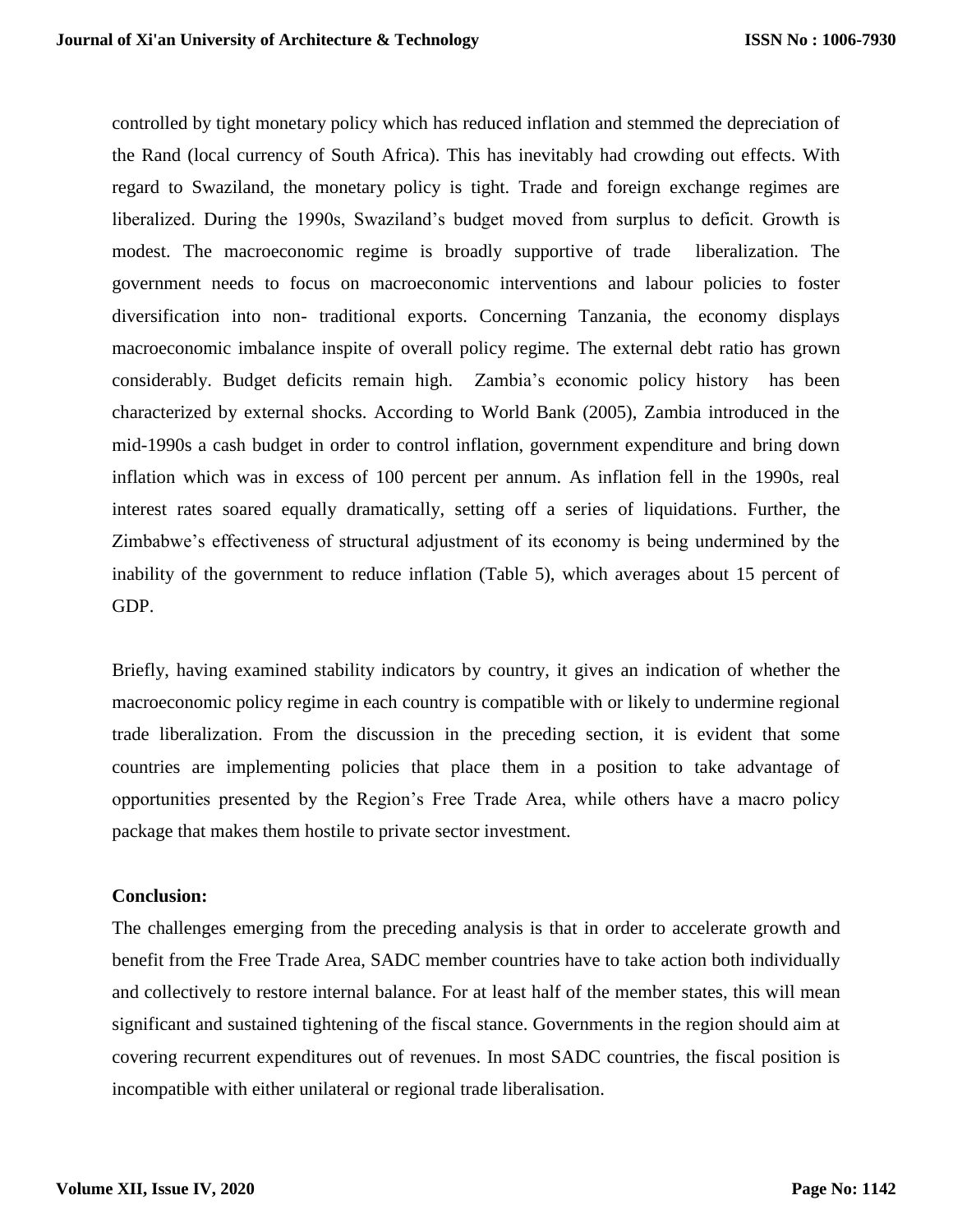controlled by tight monetary policy which has reduced inflation and stemmed the depreciation of the Rand (local currency of South Africa). This has inevitably had crowding out effects. With regard to Swaziland, the monetary policy is tight. Trade and foreign exchange regimes are liberalized. During the 1990s, Swaziland's budget moved from surplus to deficit. Growth is modest. The macroeconomic regime is broadly supportive of trade liberalization. The government needs to focus on macroeconomic interventions and labour policies to foster diversification into non- traditional exports. Concerning Tanzania, the economy displays macroeconomic imbalance inspite of overall policy regime. The external debt ratio has grown considerably. Budget deficits remain high. Zambia's economic policy history has been characterized by external shocks. According to World Bank (2005), Zambia introduced in the mid-1990s a cash budget in order to control inflation, government expenditure and bring down inflation which was in excess of 100 percent per annum. As inflation fell in the 1990s, real interest rates soared equally dramatically, setting off a series of liquidations. Further, the Zimbabwe's effectiveness of structural adjustment of its economy is being undermined by the inability of the government to reduce inflation (Table 5), which averages about 15 percent of GDP.

Briefly, having examined stability indicators by country, it gives an indication of whether the macroeconomic policy regime in each country is compatible with or likely to undermine regional trade liberalization. From the discussion in the preceding section, it is evident that some countries are implementing policies that place them in a position to take advantage of opportunities presented by the Region's Free Trade Area, while others have a macro policy package that makes them hostile to private sector investment.

**Conclusion:**

The challenges emerging from the preceding analysis is that in order to accelerate growth and benefit from the Free Trade Area, SADC member countries have to take action both individually and collectively to restore internal balance. For at least half of the member states, this will mean significant and sustained tightening of the fiscal stance. Governments in the region should aim at covering recurrent expenditures out of revenues. In most SADC countries, the fiscal position is incompatible with either unilateral or regional trade liberalisation.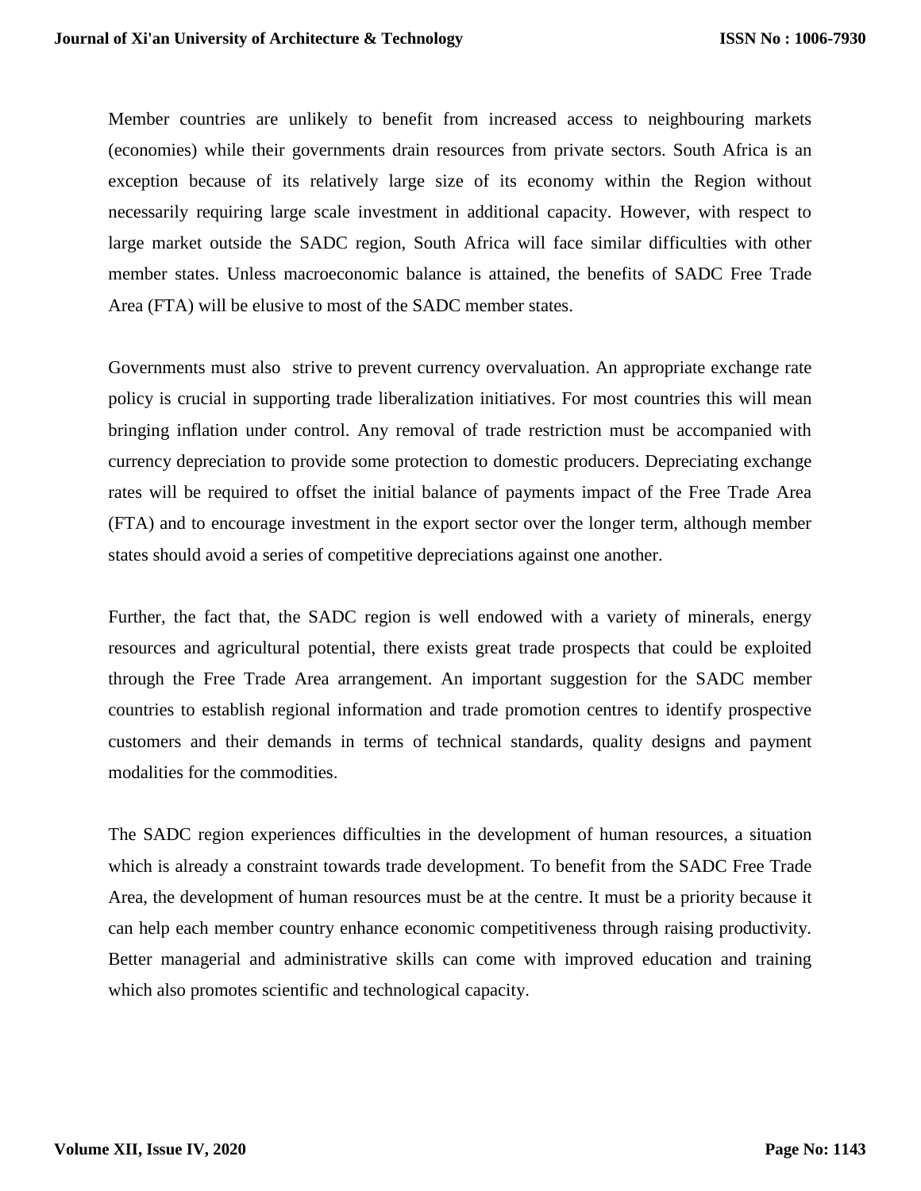Member countries are unlikely to benefit from increased access to neighbouring markets (economies) while their governments drain resources from private sectors. South Africa is an exception because of its relatively large size of its economy within the Region without necessarily requiring large scale investment in additional capacity. However, with respect to large market outside the SADC region, South Africa will face similar difficulties with other member states. Unless macroeconomic balance is attained, the benefits of SADC Free Trade Area (FTA) will be elusive to most of the SADC member states.

Governments must also strive to prevent currency overvaluation. An appropriate exchange rate policy is crucial in supporting trade liberalization initiatives. For most countries this will mean bringing inflation under control. Any removal of trade restriction must be accompanied with currency depreciation to provide some protection to domestic producers. Depreciating exchange rates will be required to offset the initial balance of payments impact of the Free Trade Area (FTA) and to encourage investment in the export sector over the longer term, although member states should avoid a series of competitive depreciations against one another.

Further, the fact that, the SADC region is well endowed with a variety of minerals, energy resources and agricultural potential, there exists great trade prospects that could be exploited through the Free Trade Area arrangement. An important suggestion for the SADC member countries to establish regional information and trade promotion centres to identify prospective customers and their demands in terms of technical standards, quality designs and payment modalities for the commodities.

The SADC region experiences difficulties in the development of human resources, a situation which is already a constraint towards trade development. To benefit from the SADC Free Trade Area, the development of human resources must be at the centre. It must be a priority because it can help each member country enhance economic competitiveness through raising productivity. Better managerial and administrative skills can come with improved education and training which also promotes scientific and technological capacity.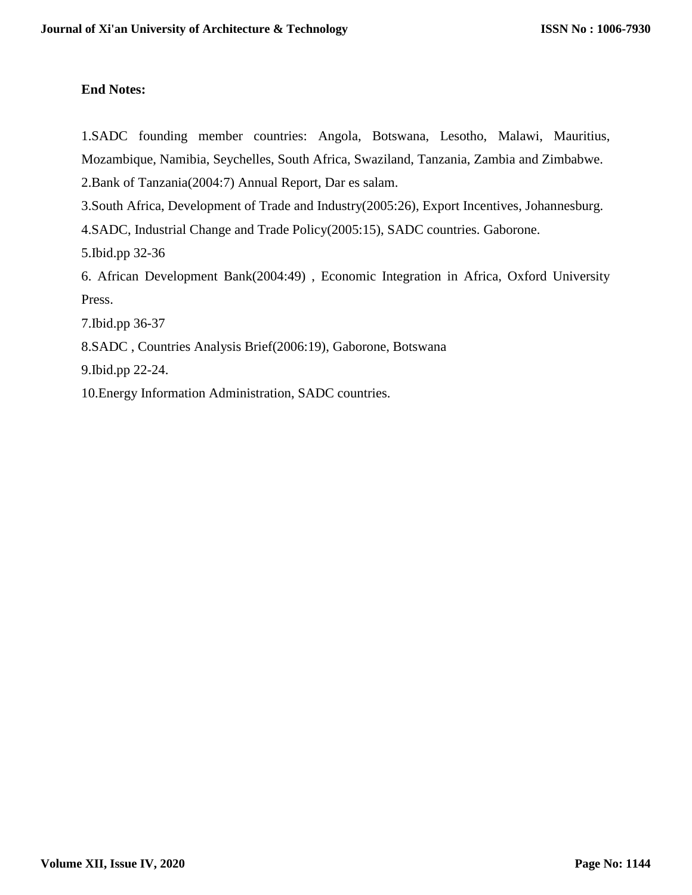**End Notes:**

1.SADC founding member countries: Angola, Botswana, Lesotho, Malawi, Mauritius, Mozambique, Namibia, Seychelles, South Africa, Swaziland, Tanzania, Zambia and Zimbabwe.

2.Bank of Tanzania(2004:7) Annual Report, Dar es salam.

3.South Africa, Development of Trade and Industry(2005:26), Export Incentives, Johannesburg.

4.SADC, Industrial Change and Trade Policy(2005:15), SADC countries. Gaborone.

5.Ibid.pp 32-36

6. African Development Bank(2004:49) , Economic Integration in Africa, Oxford University Press.

7.Ibid.pp 36-37

8.SADC , Countries Analysis Brief(2006:19), Gaborone, Botswana

9.Ibid.pp 22-24.

10.Energy Information Administration, SADC countries.